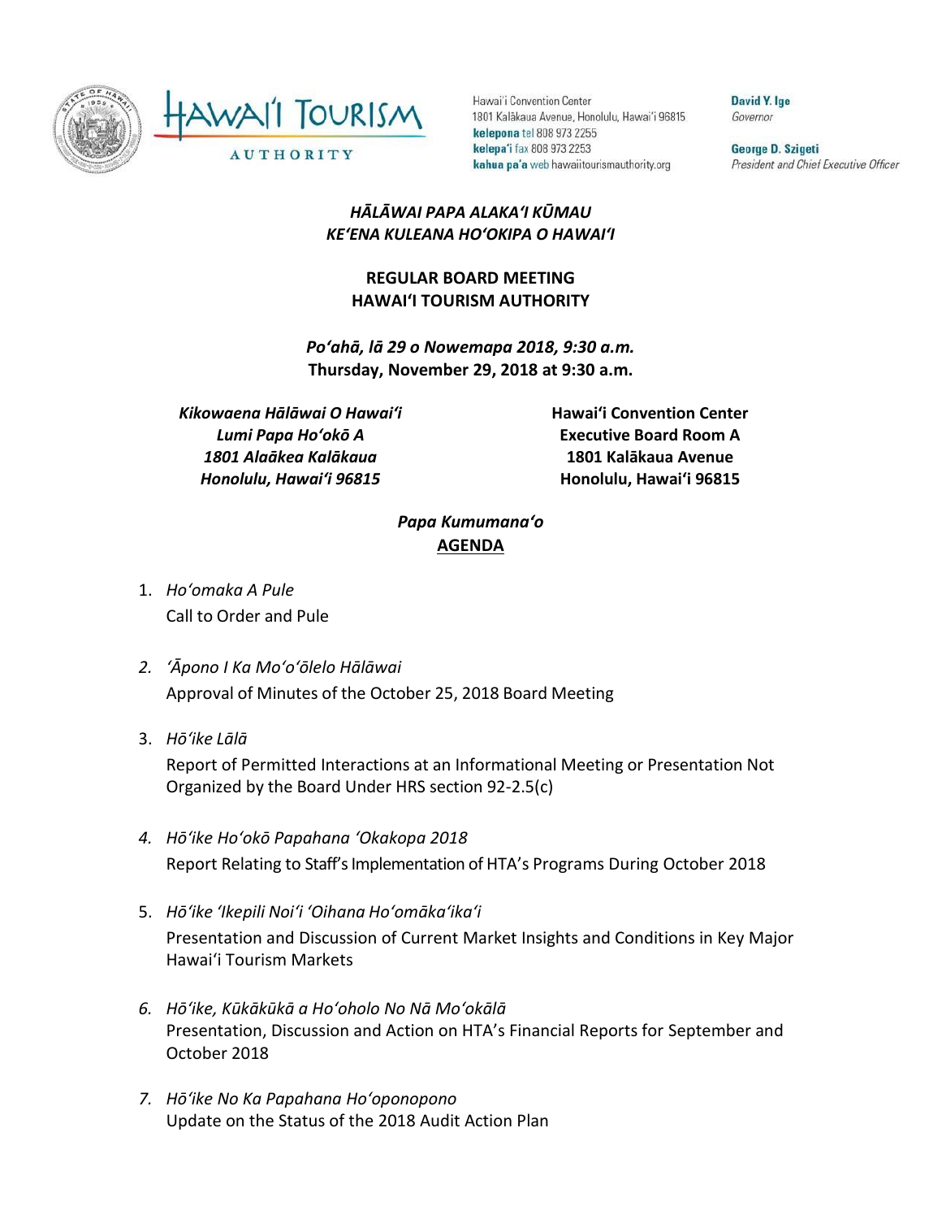Hawaiʻi Convention Center
1801 Kalākaua Avenue, Honolulu, Hawaiʻi 96815
**kelepona** tel 808 973 2255
**kelepaʻi** fax 808 973 2253
**kahua paʻa** web hawaiitourismauthority.org

**David Y. Ige**
*Governor*

**George D. Szigeti**
*President and Chief Executive Officer*

***HĀLĀWAI PAPA ALAKAʻI KŪMAU***
***KEʻENA KULEANA HOʻOKIPA O HAWAIʻI***

**REGULAR BOARD MEETING**
**HAWAIʻI TOURISM AUTHORITY**

***Poʻahā, lā 29 o Nowemapa 2018, 9:30 a.m.***
**Thursday, November 29, 2018 at 9:30 a.m.**

***Kikowaena Hālāwai O Hawaiʻi***
***Lumi Papa Hoʻokō A***
***1801 Alaākea Kalākaua***
***Honolulu, Hawaiʻi 96815***

**Hawaiʻi Convention Center**
**Executive Board Room A**
**1801 Kalākaua Avenue**
**Honolulu, Hawaiʻi 96815**

***Papa Kumumanaʻo***
**AGENDA**

1. *Hoʻomaka A Pule*
   Call to Order and Pule

2. *ʻĀpono I Ka Moʻoʻōlelo Hālāwai*
   Approval of Minutes of the October 25, 2018 Board Meeting

3. *Hōʻike Lālā*
   Report of Permitted Interactions at an Informational Meeting or Presentation Not Organized by the Board Under HRS section 92-2.5(c)

4. *Hōʻike Hoʻokō Papahana ʻOkakopa 2018*
   Report Relating to Staff's Implementation of HTA's Programs During October 2018

5. *Hōʻike ʻIkepili Noiʻi ʻOihana Hoʻomākaʻikaʻi*
   Presentation and Discussion of Current Market Insights and Conditions in Key Major Hawaiʻi Tourism Markets

6. *Hōʻike, Kūkākūkā a Hoʻoholo No Nā Moʻokālā*
   Presentation, Discussion and Action on HTA's Financial Reports for September and October 2018

7. *Hōʻike No Ka Papahana Hoʻoponopono*
   Update on the Status of the 2018 Audit Action Plan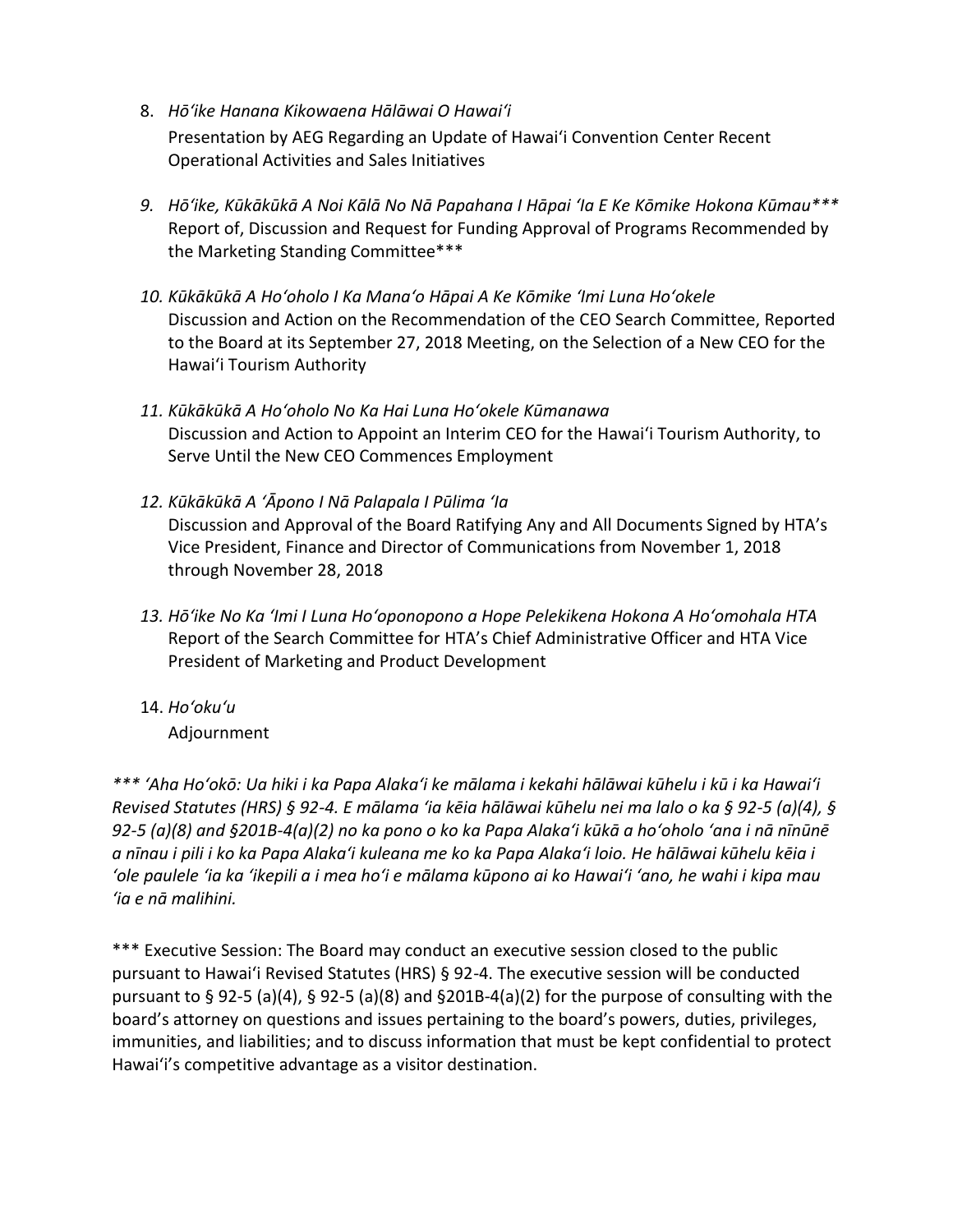8. *Hōʻike Hanana Kikowaena Hālāwai O Hawaiʻi*
   Presentation by AEG Regarding an Update of Hawaiʻi Convention Center Recent Operational Activities and Sales Initiatives

9. *Hōʻike, Kūkākūkā A Noi Kālā No Nā Papahana I Hāpai ʻIa E Ke Kōmike Hokona Kūmau****
   Report of, Discussion and Request for Funding Approval of Programs Recommended by the Marketing Standing Committee***

10. *Kūkākūkā A Hoʻoholo I Ka Manaʻo Hāpai A Ke Kōmike ʻImi Luna Hoʻokele*
    Discussion and Action on the Recommendation of the CEO Search Committee, Reported to the Board at its September 27, 2018 Meeting, on the Selection of a New CEO for the Hawaiʻi Tourism Authority

11. *Kūkākūkā A Hoʻoholo No Ka Hai Luna Hoʻokele Kūmanawa*
    Discussion and Action to Appoint an Interim CEO for the Hawaiʻi Tourism Authority, to Serve Until the New CEO Commences Employment

12. *Kūkākūkā A ʻĀpono I Nā Palapala I Pūlima ʻIa*
    Discussion and Approval of the Board Ratifying Any and All Documents Signed by HTA's Vice President, Finance and Director of Communications from November 1, 2018 through November 28, 2018

13. *Hōʻike No Ka ʻImi I Luna Hoʻoponopono a Hope Pelekikena Hokona A Hoʻomohala HTA*
    Report of the Search Committee for HTA's Chief Administrative Officer and HTA Vice President of Marketing and Product Development

14. *Hoʻokuʻu*
    Adjournment

**** ʻAha Hoʻokō: Ua hiki i ka Papa Alakaʻi ke mālama i kekahi hālāwai kūhelu i kū i ka Hawaiʻi Revised Statutes (HRS) § 92-4. E mālama ʻia kēia hālāwai kūhelu nei ma lalo o ka § 92-5 (a)(4), § 92-5 (a)(8) and §201B-4(a)(2) no ka pono o ko ka Papa Alakaʻi kūkā a hoʻoholo ʻana i nā nīnūnē a nīnau i pili i ko ka Papa Alakaʻi kuleana me ko ka Papa Alakaʻi loio. He hālāwai kūhelu kēia i ʻole paulele ʻia ka ʻikepili a i mea hoʻi e mālama kūpono ai ko Hawaiʻi ʻano, he wahi i kipa mau ʻia e nā malihini.*

*** Executive Session: The Board may conduct an executive session closed to the public pursuant to Hawaiʻi Revised Statutes (HRS) § 92-4. The executive session will be conducted pursuant to § 92-5 (a)(4), § 92-5 (a)(8) and §201B-4(a)(2) for the purpose of consulting with the board's attorney on questions and issues pertaining to the board's powers, duties, privileges, immunities, and liabilities; and to discuss information that must be kept confidential to protect Hawaiʻi's competitive advantage as a visitor destination.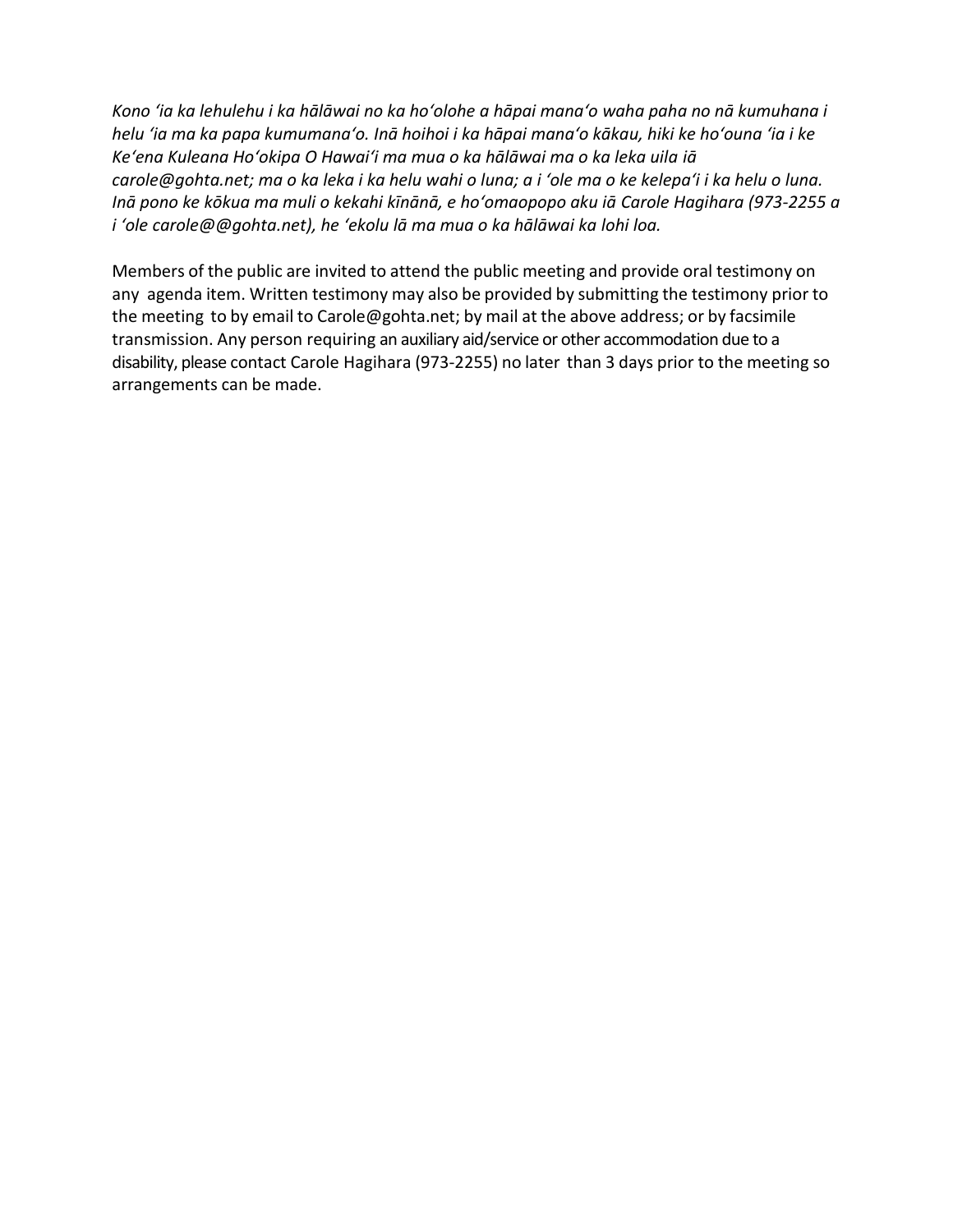*Kono ʻia ka lehulehu i ka hālāwai no ka hoʻolohe a hāpai manaʻo waha paha no nā kumuhana i helu ʻia ma ka papa kumumanaʻo. Inā hoihoi i ka hāpai manaʻo kākau, hiki ke hoʻouna ʻia i ke Keʻena Kuleana Hoʻokipa O Hawaiʻi ma mua o ka hālāwai ma o ka leka uila iā carole@gohta.net; ma o ka leka i ka helu wahi o luna; a i ʻole ma o ke kelepaʻi i ka helu o luna. Inā pono ke kōkua ma muli o kekahi kīnānā, e hoʻomaopopo aku iā Carole Hagihara (973-2255 a i ʻole carole@@gohta.net), he ʻekolu lā ma mua o ka hālāwai ka lohi loa.*

Members of the public are invited to attend the public meeting and provide oral testimony on any agenda item. Written testimony may also be provided by submitting the testimony prior to the meeting to by email to Carole@gohta.net; by mail at the above address; or by facsimile transmission. Any person requiring an auxiliary aid/service or other accommodation due to a disability, please contact Carole Hagihara (973-2255) no later than 3 days prior to the meeting so arrangements can be made.